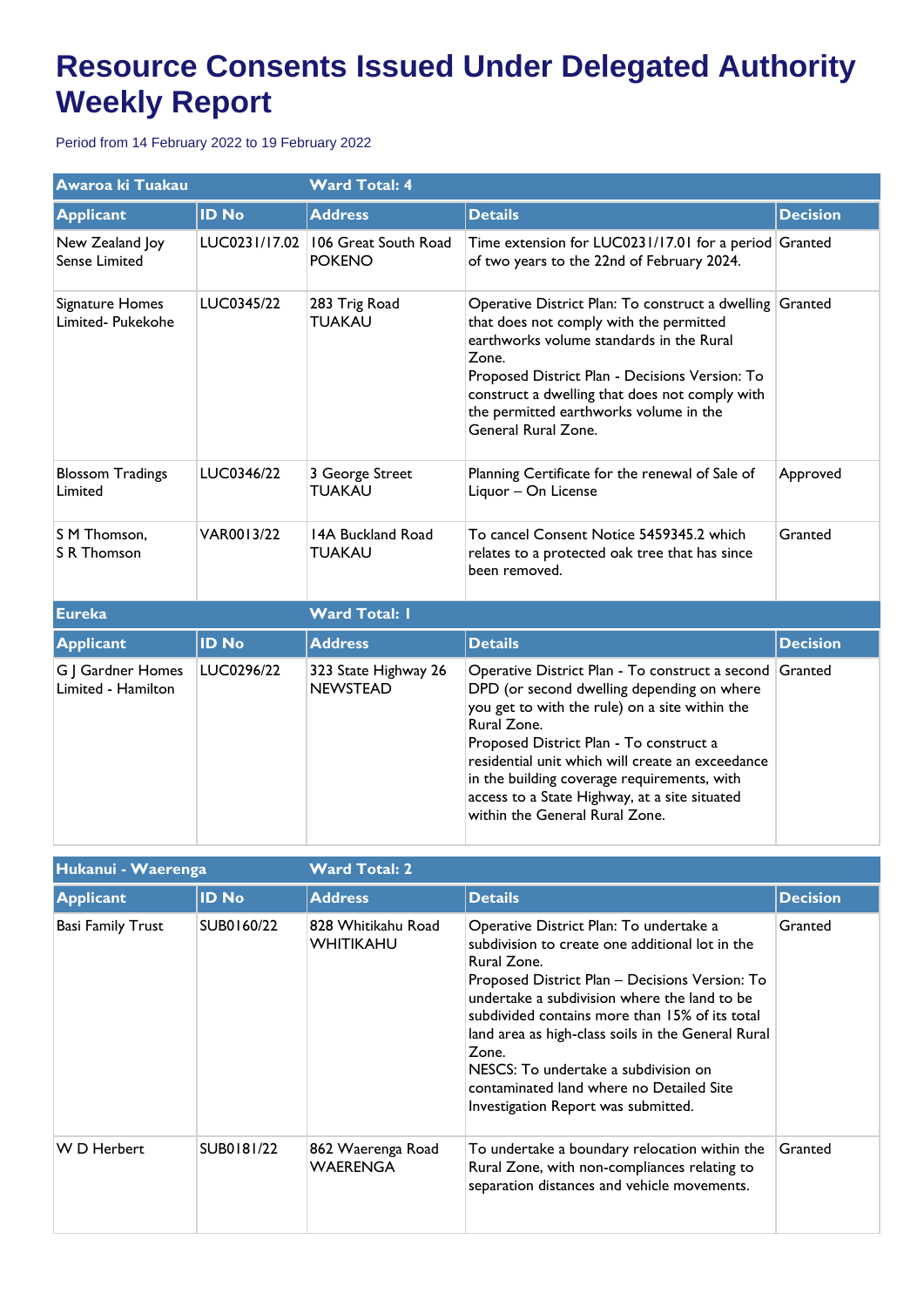# Resource Consents Issued Under Delegated Authority Weekly Report

Period from 14 February 2022 to 19 February 2022

| Awaroa ki Tuakau | | Ward Total: 4 | | |
|---|---|---|---|---|
| **Applicant** | **ID No** | **Address** | **Details** | **Decision** |
| New Zealand Joy Sense Limited | LUC0231/17.02 | 106 Great South Road POKENO | Time extension for LUC0231/17.01 for a period of two years to the 22nd of February 2024. | Granted |
| Signature Homes Limited- Pukekohe | LUC0345/22 | 283 Trig Road TUAKAU | Operative District Plan: To construct a dwelling that does not comply with the permitted earthworks volume standards in the Rural Zone.<br>Proposed District Plan - Decisions Version: To construct a dwelling that does not comply with the permitted earthworks volume in the General Rural Zone. | Granted |
| Blossom Tradings Limited | LUC0346/22 | 3 George Street TUAKAU | Planning Certificate for the renewal of Sale of Liquor – On License | Approved |
| S M Thomson, S R Thomson | VAR0013/22 | 14A Buckland Road TUAKAU | To cancel Consent Notice 5459345.2 which relates to a protected oak tree that has since been removed. | Granted |

| Eureka | | Ward Total: 1 | | |
|---|---|---|---|---|
| **Applicant** | **ID No** | **Address** | **Details** | **Decision** |
| G J Gardner Homes Limited - Hamilton | LUC0296/22 | 323 State Highway 26 NEWSTEAD | Operative District Plan - To construct a second DPD (or second dwelling depending on where you get to with the rule) on a site within the Rural Zone.<br>Proposed District Plan - To construct a residential unit which will create an exceedance in the building coverage requirements, with access to a State Highway, at a site situated within the General Rural Zone. | Granted |

| Hukanui - Waerenga | | Ward Total: 2 | | |
|---|---|---|---|---|
| **Applicant** | **ID No** | **Address** | **Details** | **Decision** |
| Basi Family Trust | SUB0160/22 | 828 Whitikahu Road WHITIKAHU | Operative District Plan: To undertake a subdivision to create one additional lot in the Rural Zone.<br>Proposed District Plan – Decisions Version: To undertake a subdivision where the land to be subdivided contains more than 15% of its total land area as high-class soils in the General Rural Zone.<br>NESCS: To undertake a subdivision on contaminated land where no Detailed Site Investigation Report was submitted. | Granted |
| W D Herbert | SUB0181/22 | 862 Waerenga Road WAERENGA | To undertake a boundary relocation within the Rural Zone, with non-compliances relating to separation distances and vehicle movements. | Granted |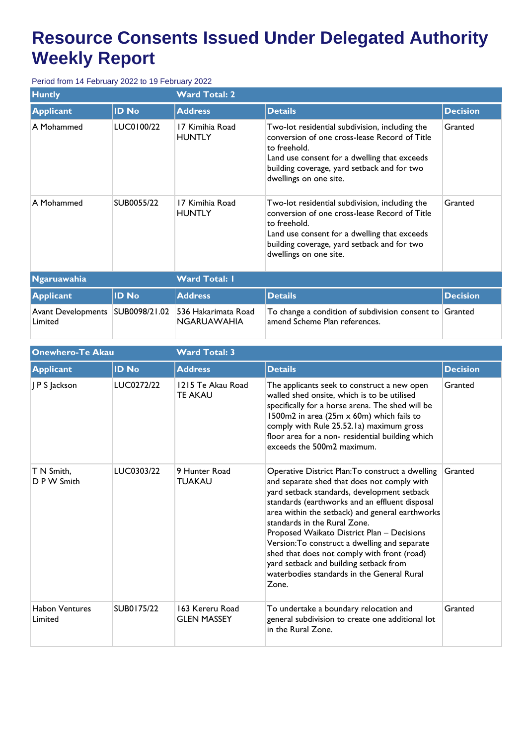# Resource Consents Issued Under Delegated Authority Weekly Report

Period from 14 February 2022 to 19 February 2022

| **Huntly** | | **Ward Total: 2** | | |
|---|---|---|---|---|
| **Applicant** | **ID No** | **Address** | **Details** | **Decision** |
| A Mohammed | LUC0100/22 | 17 Kimihia Road HUNTLY | Two-lot residential subdivision, including the conversion of one cross-lease Record of Title to freehold.<br>Land use consent for a dwelling that exceeds building coverage, yard setback and for two dwellings on one site. | Granted |
| A Mohammed | SUB0055/22 | 17 Kimihia Road HUNTLY | Two-lot residential subdivision, including the conversion of one cross-lease Record of Title to freehold.<br>Land use consent for a dwelling that exceeds building coverage, yard setback and for two dwellings on one site. | Granted |

| **Ngaruawahia** | | **Ward Total: 1** | | |
|---|---|---|---|---|
| **Applicant** | **ID No** | **Address** | **Details** | **Decision** |
| Avant Developments Limited | SUB0098/21.02 | 536 Hakarimata Road NGARUAWAHIA | To change a condition of subdivision consent to amend Scheme Plan references. | Granted |

| **Onewhero-Te Akau** | | **Ward Total: 3** | | |
|---|---|---|---|---|
| **Applicant** | **ID No** | **Address** | **Details** | **Decision** |
| J P S Jackson | LUC0272/22 | 1215 Te Akau Road TE AKAU | The applicants seek to construct a new open walled shed onsite, which is to be utilised specifically for a horse arena. The shed will be 1500m2 in area (25m x 60m) which fails to comply with Rule 25.52.1a) maximum gross floor area for a non- residential building which exceeds the 500m2 maximum. | Granted |
| T N Smith,<br>D P W Smith | LUC0303/22 | 9 Hunter Road TUAKAU | Operative District Plan:To construct a dwelling and separate shed that does not comply with yard setback standards, development setback standards (earthworks and an effluent disposal area within the setback) and general earthworks standards in the Rural Zone.<br>Proposed Waikato District Plan – Decisions Version:To construct a dwelling and separate shed that does not comply with front (road) yard setback and building setback from waterbodies standards in the General Rural Zone. | Granted |
| Habon Ventures Limited | SUB0175/22 | 163 Kereru Road GLEN MASSEY | To undertake a boundary relocation and general subdivision to create one additional lot in the Rural Zone. | Granted |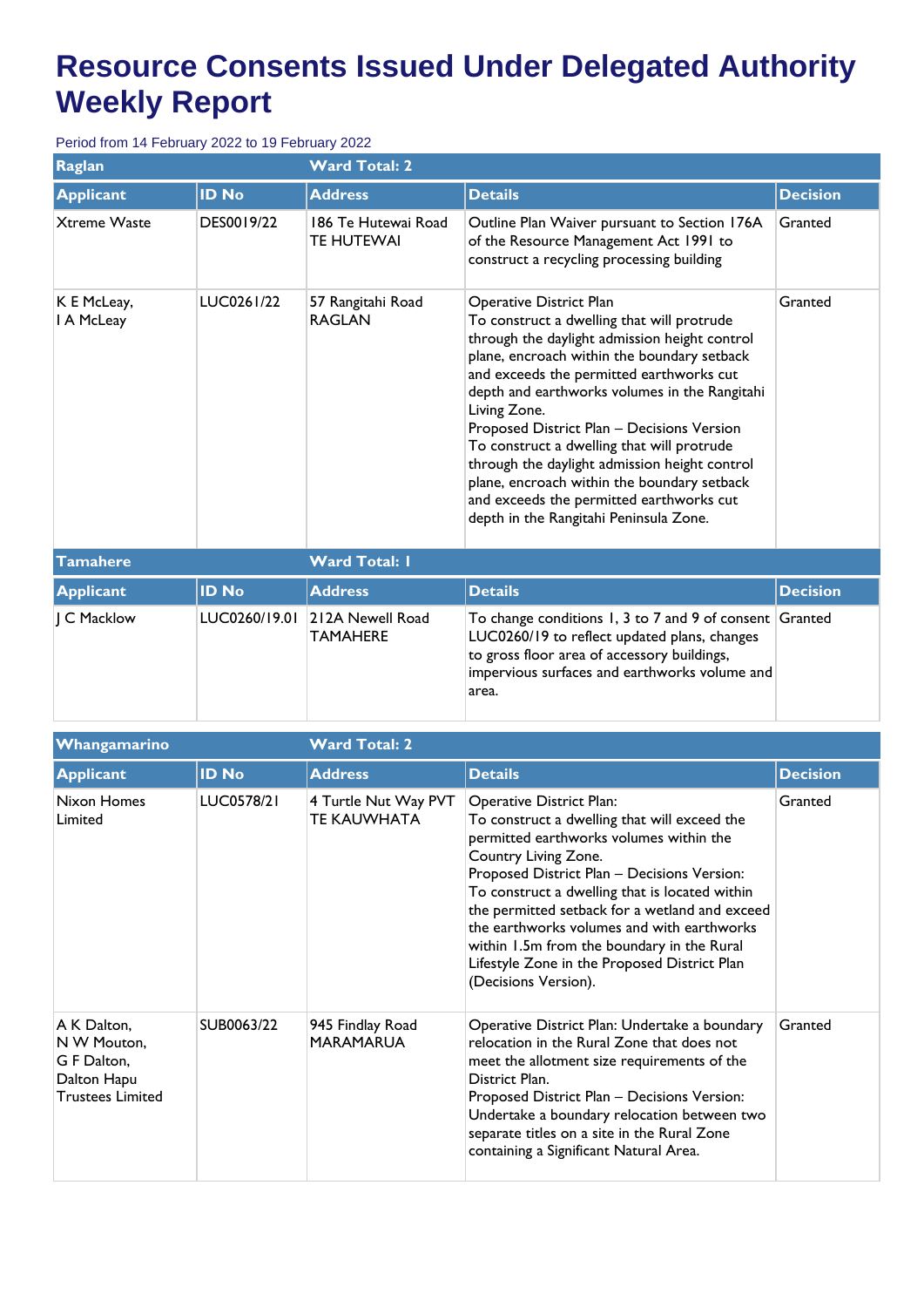# Resource Consents Issued Under Delegated Authority Weekly Report

Period from 14 February 2022 to 19 February 2022

| Raglan | | Ward Total: 2 | | |
|---|---|---|---|---|
| **Applicant** | **ID No** | **Address** | **Details** | **Decision** |
| Xtreme Waste | DES0019/22 | 186 Te Hutewai Road TE HUTEWAI | Outline Plan Waiver pursuant to Section 176A of the Resource Management Act 1991 to construct a recycling processing building | Granted |
| K E McLeay, I A McLeay | LUC0261/22 | 57 Rangitahi Road RAGLAN | Operative District Plan<br>To construct a dwelling that will protrude through the daylight admission height control plane, encroach within the boundary setback and exceeds the permitted earthworks cut depth and earthworks volumes in the Rangitahi Living Zone.<br>Proposed District Plan – Decisions Version<br>To construct a dwelling that will protrude through the daylight admission height control plane, encroach within the boundary setback and exceeds the permitted earthworks cut depth in the Rangitahi Peninsula Zone. | Granted |

| Tamahere | | Ward Total: 1 | | |
|---|---|---|---|---|
| **Applicant** | **ID No** | **Address** | **Details** | **Decision** |
| J C Macklow | LUC0260/19.01 | 212A Newell Road TAMAHERE | To change conditions 1, 3 to 7 and 9 of consent LUC0260/19 to reflect updated plans, changes to gross floor area of accessory buildings, impervious surfaces and earthworks volume and area. | Granted |

| Whangamarino | | Ward Total: 2 | | |
|---|---|---|---|---|
| **Applicant** | **ID No** | **Address** | **Details** | **Decision** |
| Nixon Homes Limited | LUC0578/21 | 4 Turtle Nut Way PVT TE KAUWHATA | Operative District Plan:<br>To construct a dwelling that will exceed the permitted earthworks volumes within the Country Living Zone.<br>Proposed District Plan – Decisions Version:<br>To construct a dwelling that is located within the permitted setback for a wetland and exceed the earthworks volumes and with earthworks within 1.5m from the boundary in the Rural Lifestyle Zone in the Proposed District Plan (Decisions Version). | Granted |
| A K Dalton, N W Mouton, G F Dalton, Dalton Hapu Trustees Limited | SUB0063/22 | 945 Findlay Road MARAMARUA | Operative District Plan: Undertake a boundary relocation in the Rural Zone that does not meet the allotment size requirements of the District Plan.<br>Proposed District Plan – Decisions Version: Undertake a boundary relocation between two separate titles on a site in the Rural Zone containing a Significant Natural Area. | Granted |